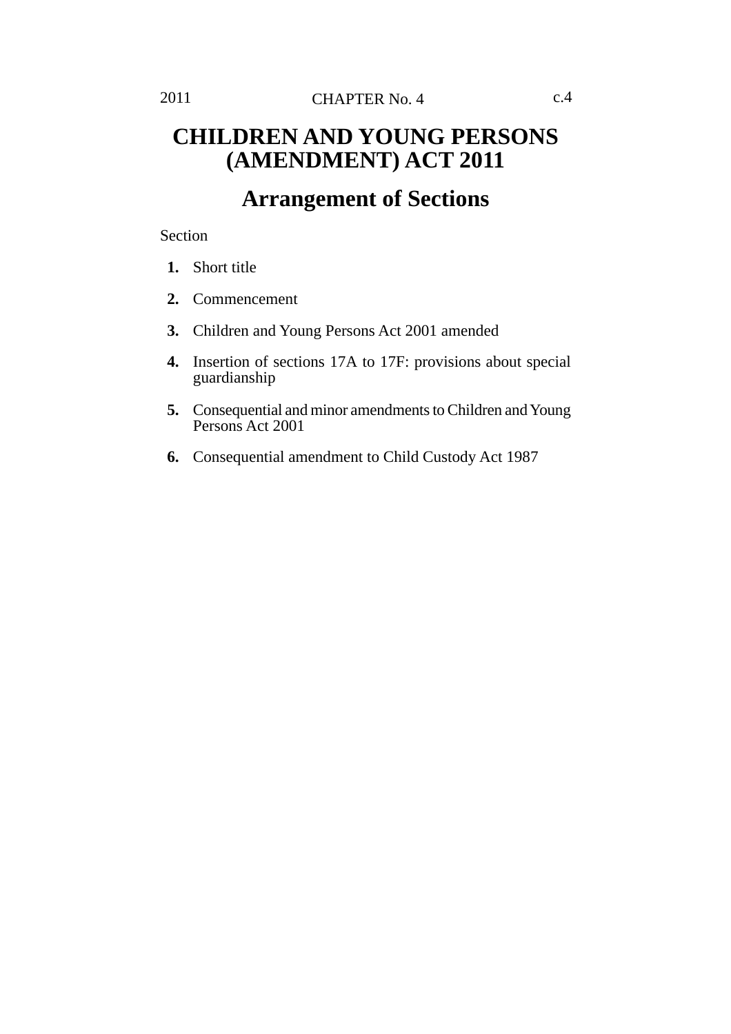# CHILDREN AND YOUNG PERSONS (AMENDMENT) ACT 2011

## Arrangement of Sections

Section

1. Short title
2. Commencement
3. Children and Young Persons Act 2001 amended
4. Insertion of sections 17A to 17F: provisions about special guardianship
5. Consequential and minor amendments to Children and Young Persons Act 2001
6. Consequential amendment to Child Custody Act 1987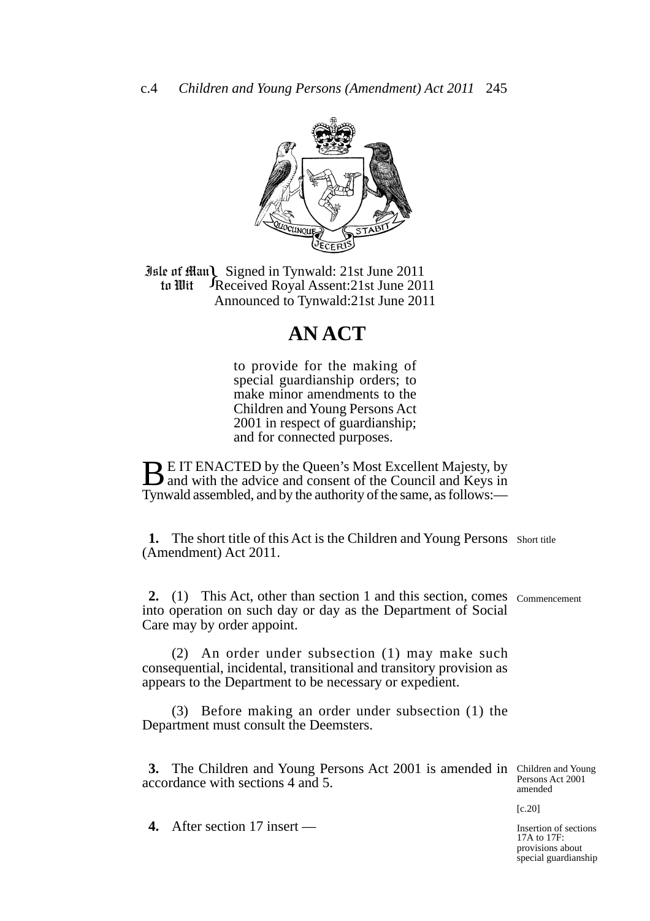Isle of Man to Wit } Signed in Tynwald: 21st June 2011
Received Royal Assent:21st June 2011
Announced to Tynwald:21st June 2011

# AN ACT

to provide for the making of special guardianship orders; to make minor amendments to the Children and Young Persons Act 2001 in respect of guardianship; and for connected purposes.

BE IT ENACTED by the Queen's Most Excellent Majesty, by and with the advice and consent of the Council and Keys in Tynwald assembled, and by the authority of the same, as follows:—

**1.** The short title of this Act is the Children and Young Persons (Amendment) Act 2011.

*Short title*

**2.** (1) This Act, other than section 1 and this section, comes into operation on such day or day as the Department of Social Care may by order appoint.

*Commencement*

(2) An order under subsection (1) may make such consequential, incidental, transitional and transitory provision as appears to the Department to be necessary or expedient.

(3) Before making an order under subsection (1) the Department must consult the Deemsters.

**3.** The Children and Young Persons Act 2001 is amended in accordance with sections 4 and 5.

*Children and Young Persons Act 2001 amended*

*[c.20]*

**4.** After section 17 insert —

*Insertion of sections 17A to 17F: provisions about special guardianship*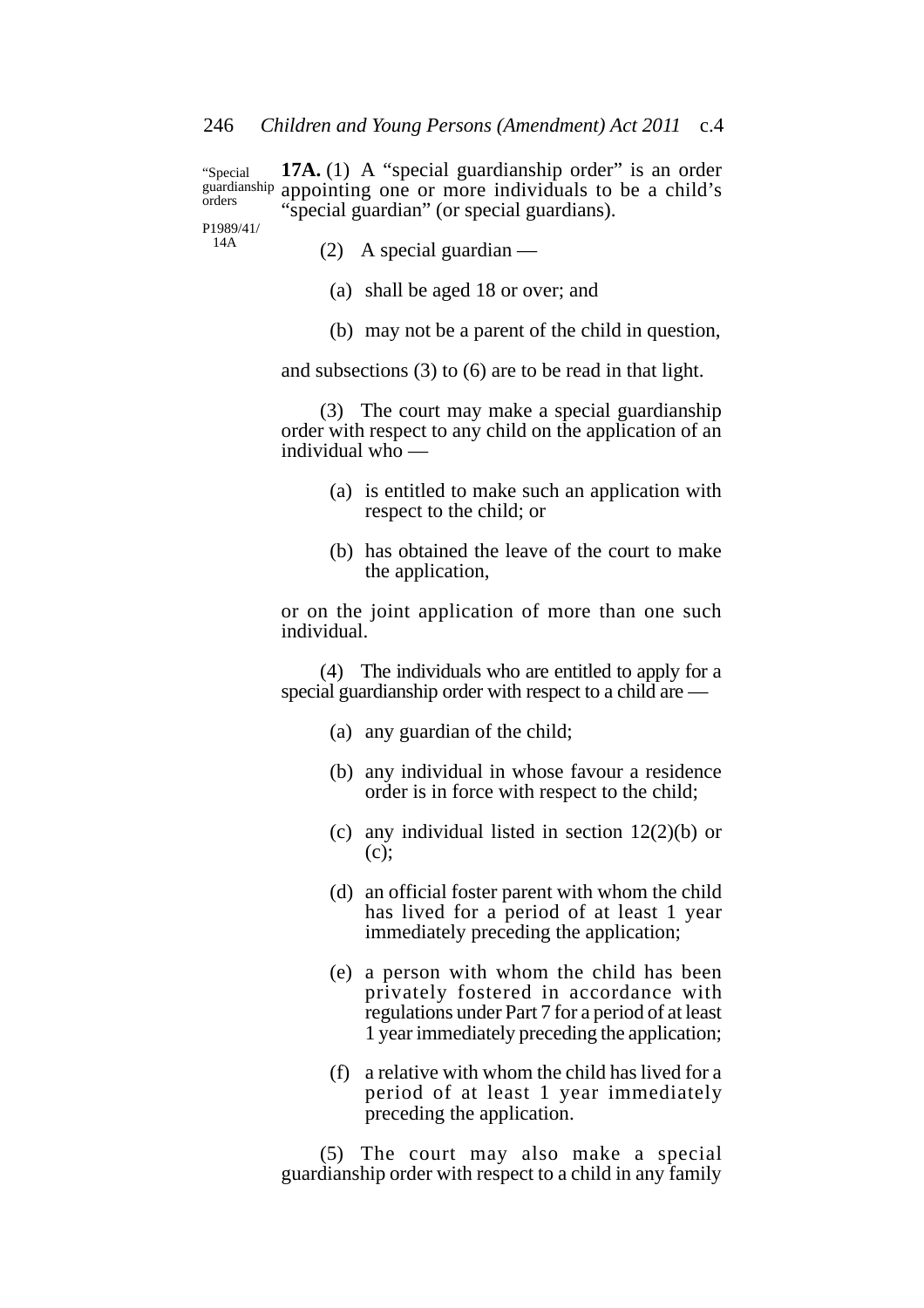"Special guardianship orders

P1989/41/14A

**17A.** (1) A "special guardianship order" is an order appointing one or more individuals to be a child's "special guardian" (or special guardians).

(2) A special guardian —

(a) shall be aged 18 or over; and

(b) may not be a parent of the child in question,

and subsections (3) to (6) are to be read in that light.

(3) The court may make a special guardianship order with respect to any child on the application of an individual who —

(a) is entitled to make such an application with respect to the child; or

(b) has obtained the leave of the court to make the application,

or on the joint application of more than one such individual.

(4) The individuals who are entitled to apply for a special guardianship order with respect to a child are —

(a) any guardian of the child;

(b) any individual in whose favour a residence order is in force with respect to the child;

(c) any individual listed in section 12(2)(b) or (c);

(d) an official foster parent with whom the child has lived for a period of at least 1 year immediately preceding the application;

(e) a person with whom the child has been privately fostered in accordance with regulations under Part 7 for a period of at least 1 year immediately preceding the application;

(f) a relative with whom the child has lived for a period of at least 1 year immediately preceding the application.

(5) The court may also make a special guardianship order with respect to a child in any family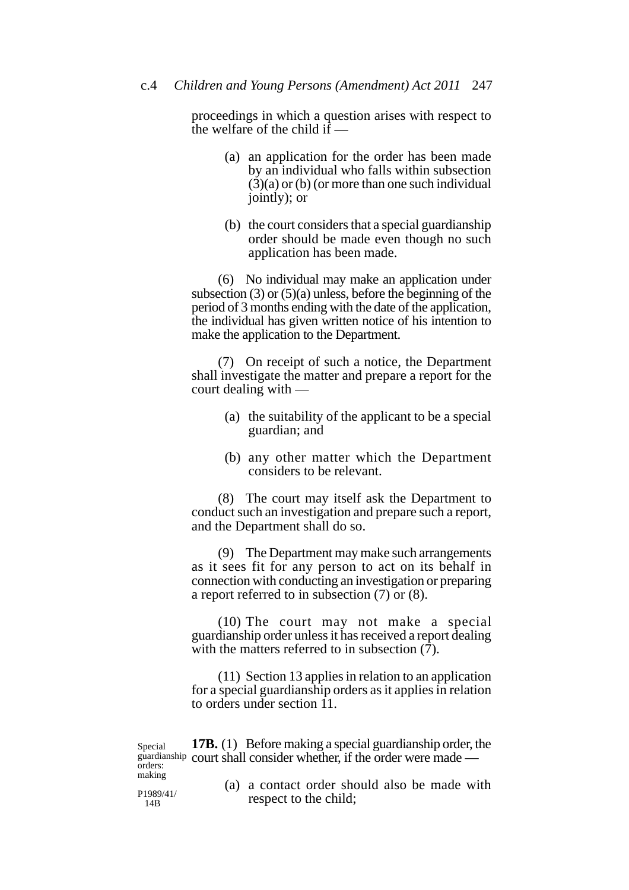proceedings in which a question arises with respect to the welfare of the child if —

(a) an application for the order has been made by an individual who falls within subsection (3)(a) or (b) (or more than one such individual jointly); or

(b) the court considers that a special guardianship order should be made even though no such application has been made.

(6) No individual may make an application under subsection (3) or (5)(a) unless, before the beginning of the period of 3 months ending with the date of the application, the individual has given written notice of his intention to make the application to the Department.

(7) On receipt of such a notice, the Department shall investigate the matter and prepare a report for the court dealing with —

(a) the suitability of the applicant to be a special guardian; and

(b) any other matter which the Department considers to be relevant.

(8) The court may itself ask the Department to conduct such an investigation and prepare such a report, and the Department shall do so.

(9) The Department may make such arrangements as it sees fit for any person to act on its behalf in connection with conducting an investigation or preparing a report referred to in subsection (7) or (8).

(10) The court may not make a special guardianship order unless it has received a report dealing with the matters referred to in subsection (7).

(11) Section 13 applies in relation to an application for a special guardianship orders as it applies in relation to orders under section 11.

Special guardianship orders: making

P1989/41/14B

**17B.** (1) Before making a special guardianship order, the court shall consider whether, if the order were made —

(a) a contact order should also be made with respect to the child;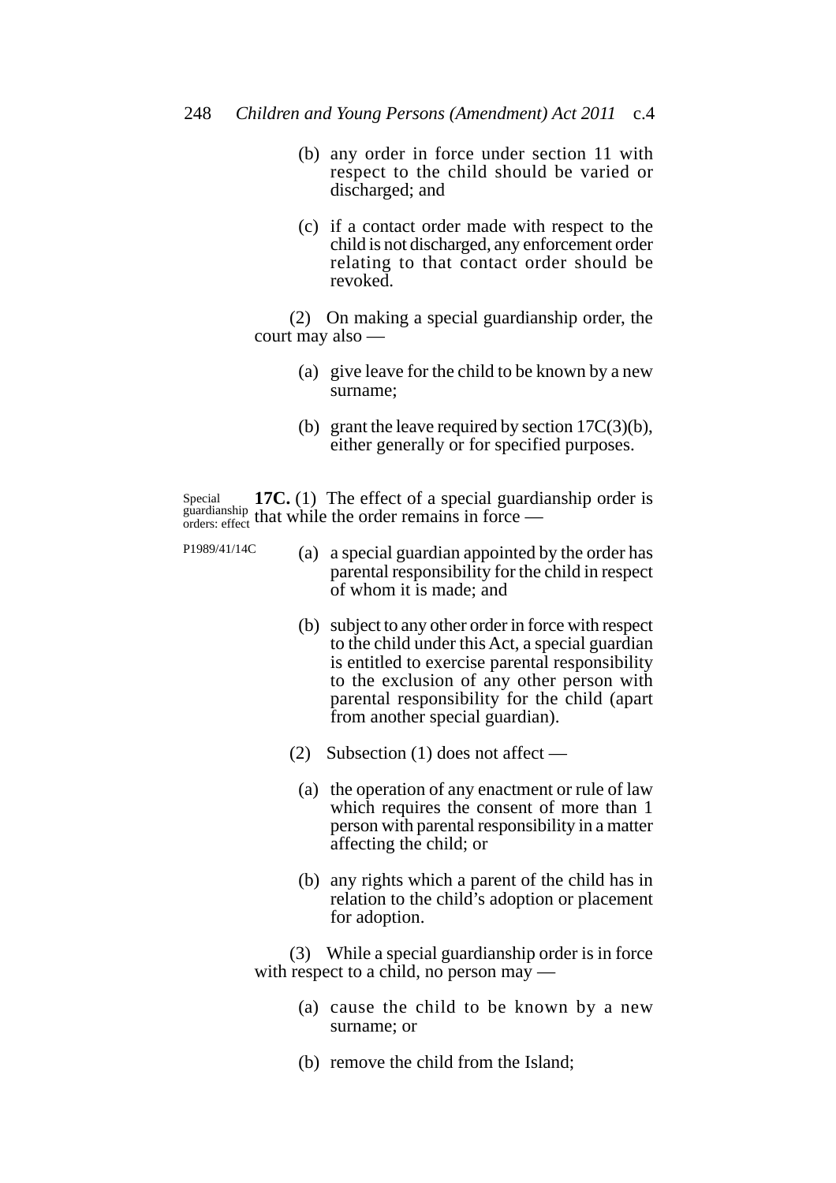(b) any order in force under section 11 with respect to the child should be varied or discharged; and

(c) if a contact order made with respect to the child is not discharged, any enforcement order relating to that contact order should be revoked.

(2) On making a special guardianship order, the court may also —

(a) give leave for the child to be known by a new surname;

(b) grant the leave required by section 17C(3)(b), either generally or for specified purposes.

Special guardianship orders: effect

P1989/41/14C

**17C.** (1) The effect of a special guardianship order is that while the order remains in force —

(a) a special guardian appointed by the order has parental responsibility for the child in respect of whom it is made; and

(b) subject to any other order in force with respect to the child under this Act, a special guardian is entitled to exercise parental responsibility to the exclusion of any other person with parental responsibility for the child (apart from another special guardian).

(2) Subsection (1) does not affect —

(a) the operation of any enactment or rule of law which requires the consent of more than 1 person with parental responsibility in a matter affecting the child; or

(b) any rights which a parent of the child has in relation to the child's adoption or placement for adoption.

(3) While a special guardianship order is in force with respect to a child, no person may —

(a) cause the child to be known by a new surname; or

(b) remove the child from the Island;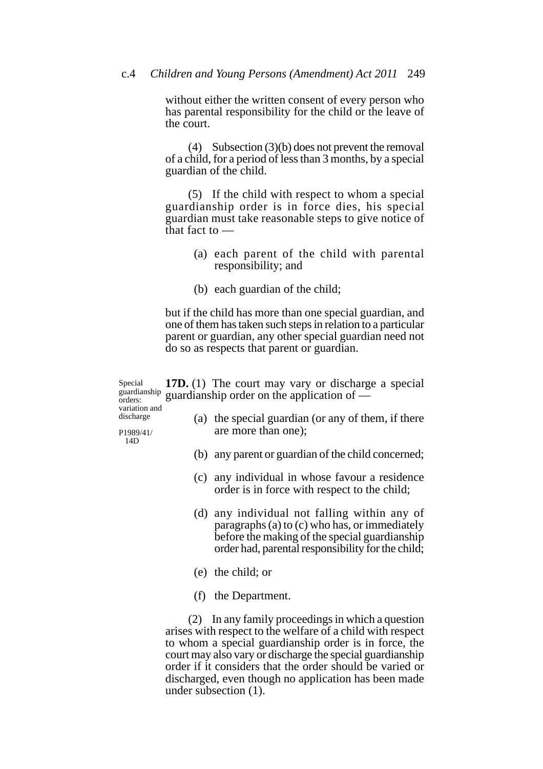without either the written consent of every person who has parental responsibility for the child or the leave of the court.

(4) Subsection (3)(b) does not prevent the removal of a child, for a period of less than 3 months, by a special guardian of the child.

(5) If the child with respect to whom a special guardianship order is in force dies, his special guardian must take reasonable steps to give notice of that fact to —

(a) each parent of the child with parental responsibility; and

(b) each guardian of the child;

but if the child has more than one special guardian, and one of them has taken such steps in relation to a particular parent or guardian, any other special guardian need not do so as respects that parent or guardian.

Special guardianship orders: variation and discharge

P1989/41/14D

**17D.** (1) The court may vary or discharge a special guardianship order on the application of —

(a) the special guardian (or any of them, if there are more than one);

(b) any parent or guardian of the child concerned;

(c) any individual in whose favour a residence order is in force with respect to the child;

(d) any individual not falling within any of paragraphs (a) to (c) who has, or immediately before the making of the special guardianship order had, parental responsibility for the child;

(e) the child; or

(f) the Department.

(2) In any family proceedings in which a question arises with respect to the welfare of a child with respect to whom a special guardianship order is in force, the court may also vary or discharge the special guardianship order if it considers that the order should be varied or discharged, even though no application has been made under subsection (1).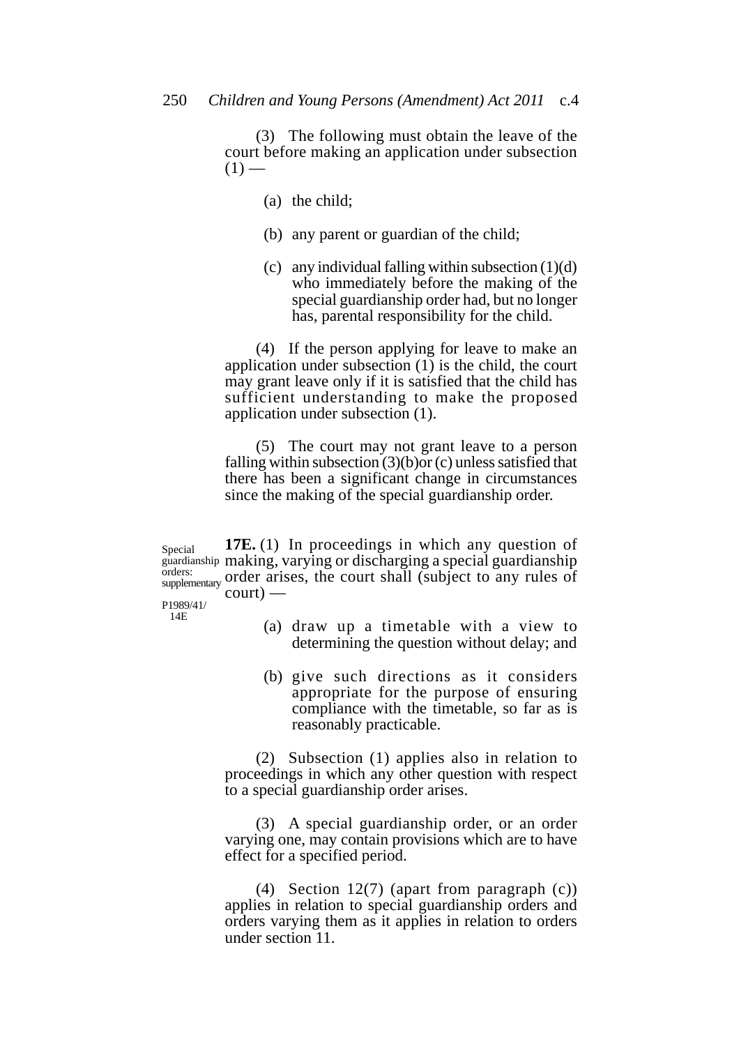(3) The following must obtain the leave of the court before making an application under subsection (1) —

(a) the child;

(b) any parent or guardian of the child;

(c) any individual falling within subsection (1)(d) who immediately before the making of the special guardianship order had, but no longer has, parental responsibility for the child.

(4) If the person applying for leave to make an application under subsection (1) is the child, the court may grant leave only if it is satisfied that the child has sufficient understanding to make the proposed application under subsection (1).

(5) The court may not grant leave to a person falling within subsection (3)(b)or (c) unless satisfied that there has been a significant change in circumstances since the making of the special guardianship order.

Special guardianship orders: supplementary

P1989/41/14E

**17E.** (1) In proceedings in which any question of making, varying or discharging a special guardianship order arises, the court shall (subject to any rules of court) —

(a) draw up a timetable with a view to determining the question without delay; and

(b) give such directions as it considers appropriate for the purpose of ensuring compliance with the timetable, so far as is reasonably practicable.

(2) Subsection (1) applies also in relation to proceedings in which any other question with respect to a special guardianship order arises.

(3) A special guardianship order, or an order varying one, may contain provisions which are to have effect for a specified period.

(4) Section 12(7) (apart from paragraph (c)) applies in relation to special guardianship orders and orders varying them as it applies in relation to orders under section 11.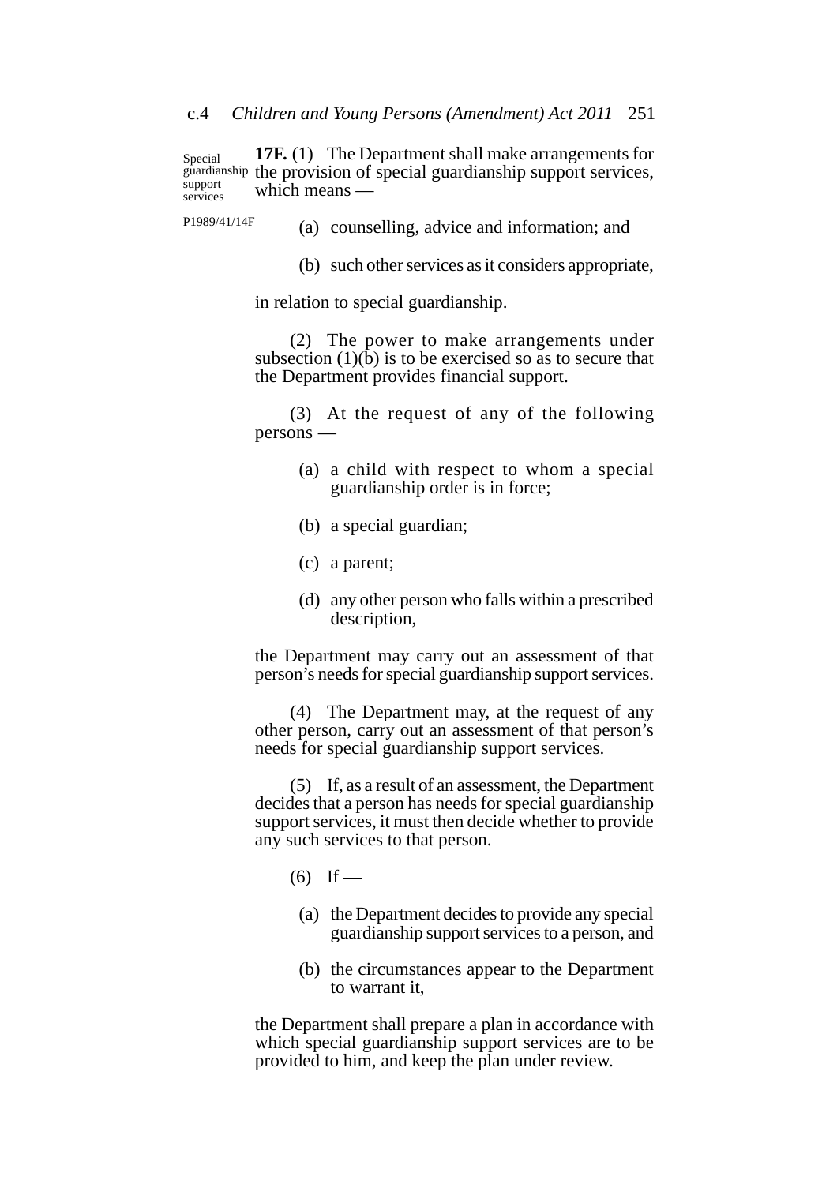Special guardianship support services

P1989/41/14F

**17F.** (1) The Department shall make arrangements for the provision of special guardianship support services, which means —

(a) counselling, advice and information; and

(b) such other services as it considers appropriate,

in relation to special guardianship.

(2) The power to make arrangements under subsection (1)(b) is to be exercised so as to secure that the Department provides financial support.

(3) At the request of any of the following persons —

(a) a child with respect to whom a special guardianship order is in force;

(b) a special guardian;

(c) a parent;

(d) any other person who falls within a prescribed description,

the Department may carry out an assessment of that person's needs for special guardianship support services.

(4) The Department may, at the request of any other person, carry out an assessment of that person's needs for special guardianship support services.

(5) If, as a result of an assessment, the Department decides that a person has needs for special guardianship support services, it must then decide whether to provide any such services to that person.

(6) If —

(a) the Department decides to provide any special guardianship support services to a person, and

(b) the circumstances appear to the Department to warrant it,

the Department shall prepare a plan in accordance with which special guardianship support services are to be provided to him, and keep the plan under review.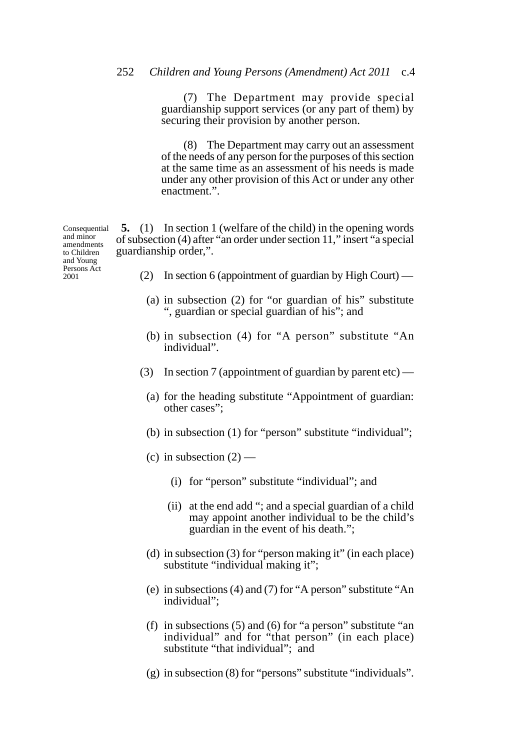(7) The Department may provide special guardianship support services (or any part of them) by securing their provision by another person.

(8) The Department may carry out an assessment of the needs of any person for the purposes of this section at the same time as an assessment of his needs is made under any other provision of this Act or under any other enactment.".

Consequential and minor amendments to Children and Young Persons Act 2001

**5.** (1) In section 1 (welfare of the child) in the opening words of subsection (4) after "an order under section 11," insert "a special guardianship order,".

(2) In section 6 (appointment of guardian by High Court) —

(a) in subsection (2) for "or guardian of his" substitute ", guardian or special guardian of his"; and

(b) in subsection (4) for "A person" substitute "An individual".

(3) In section 7 (appointment of guardian by parent etc) —

(a) for the heading substitute "Appointment of guardian: other cases";

(b) in subsection (1) for "person" substitute "individual";

(c) in subsection (2) —

(i) for "person" substitute "individual"; and

(ii) at the end add "; and a special guardian of a child may appoint another individual to be the child's guardian in the event of his death.";

(d) in subsection (3) for "person making it" (in each place) substitute "individual making it";

(e) in subsections (4) and (7) for "A person" substitute "An individual";

(f) in subsections (5) and (6) for "a person" substitute "an individual" and for "that person" (in each place) substitute "that individual"; and

(g) in subsection (8) for "persons" substitute "individuals".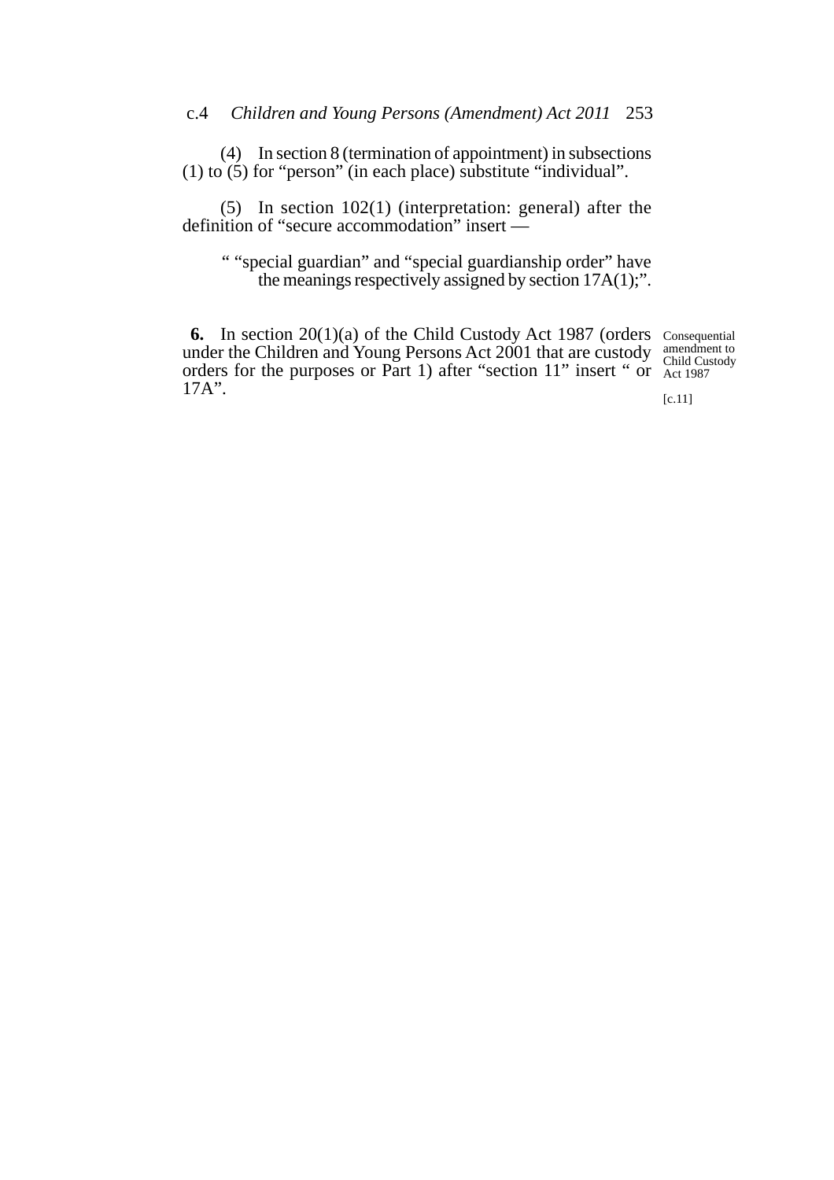(4) In section 8 (termination of appointment) in subsections (1) to (5) for "person" (in each place) substitute "individual".

(5) In section 102(1) (interpretation: general) after the definition of "secure accommodation" insert —

> " "special guardian" and "special guardianship order" have the meanings respectively assigned by section 17A(1);".

**6.** In section 20(1)(a) of the Child Custody Act 1987 (orders under the Children and Young Persons Act 2001 that are custody orders for the purposes or Part 1) after "section 11" insert " or 17A".

Consequential amendment to Child Custody Act 1987

[c.11]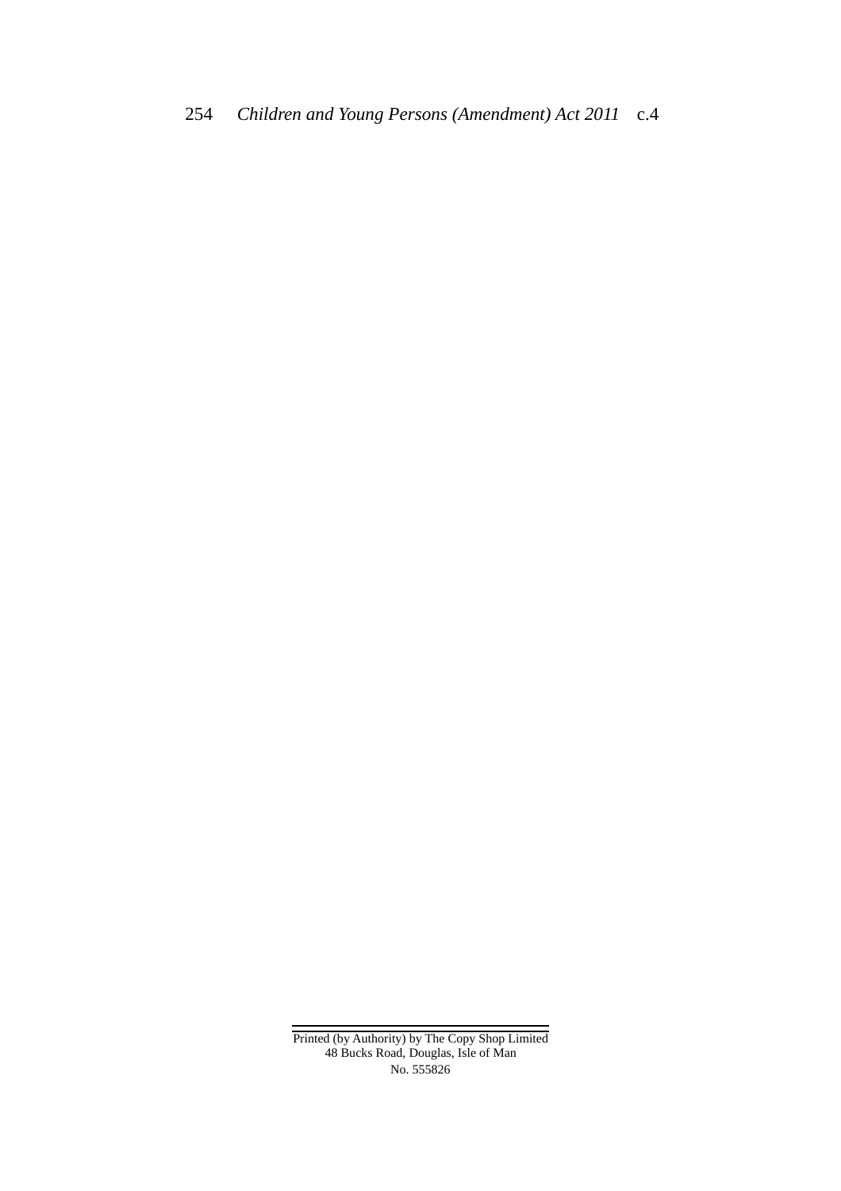Printed (by Authority) by The Copy Shop Limited
48 Bucks Road, Douglas, Isle of Man
No. 555826